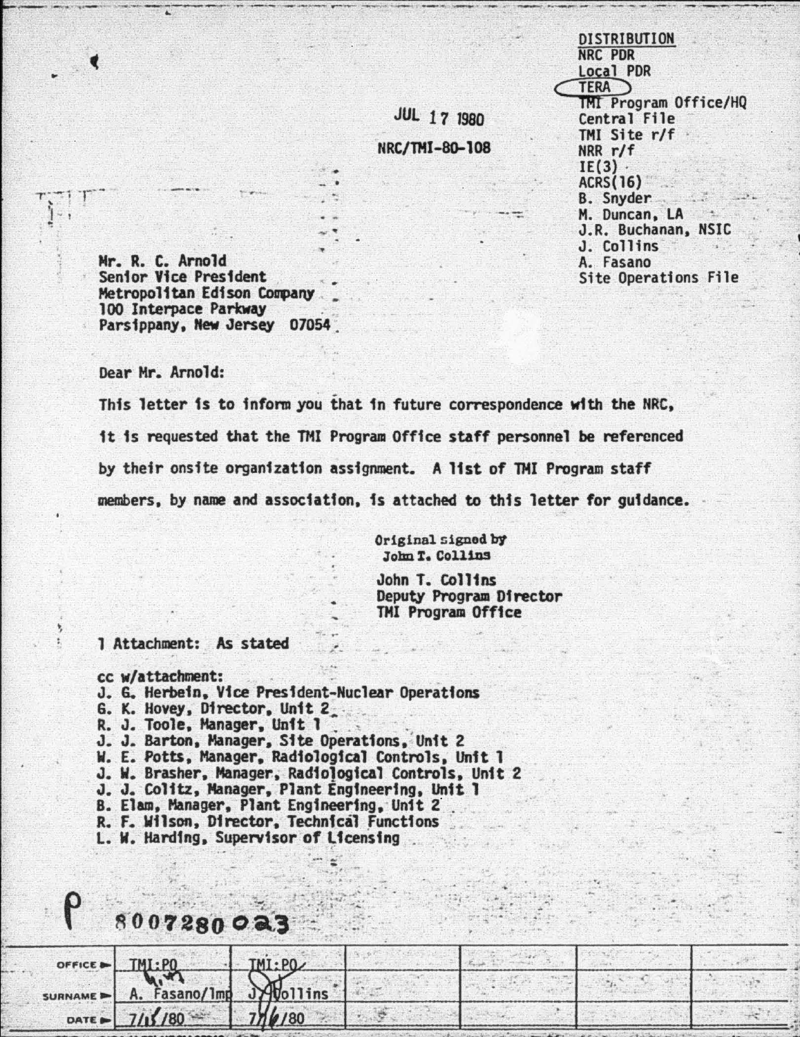DISTRIBUTION
NRC PDR
Local PDR
TERA
TMI Program Office/HQ
Central File
TMI Site r/f
NRR r/f
IE(3)
ACRS(16)
B. Snyder
M. Duncan, LA
J.R. Buchanan, NSIC
J. Collins
A. Fasano
Site Operations File

JUL 17 1980

NRC/TMI-80-108

Mr. R. C. Arnold
Senior Vice President
Metropolitan Edison Company
100 Interpace Parkway
Parsippany, New Jersey 07054

Dear Mr. Arnold:

This letter is to inform you that in future correspondence with the NRC, it is requested that the TMI Program Office staff personnel be referenced by their onsite organization assignment. A list of TMI Program staff members, by name and association, is attached to this letter for guidance.

Original signed by
John T. Collins

John T. Collins
Deputy Program Director
TMI Program Office

1 Attachment: As stated

cc w/attachment:
J. G. Herbein, Vice President-Nuclear Operations
G. K. Hovey, Director, Unit 2
R. J. Toole, Manager, Unit 1
J. J. Barton, Manager, Site Operations, Unit 2
W. E. Potts, Manager, Radiological Controls, Unit 1
J. W. Brasher, Manager, Radiological Controls, Unit 2
J. J. Colitz, Manager, Plant Engineering, Unit 1
B. Elam, Manager, Plant Engineering, Unit 2
R. F. Wilson, Director, Technical Functions
L. W. Harding, Supervisor of Licensing

8007280023

| OFFICE | TMI:PO | TMI:PO | | | | |
|---|---|---|---|---|---|---|
| SURNAME | A. Fasano/lmp | J. Collins | | | | |
| DATE | 7/15/80 | 7/16/80 | | | | |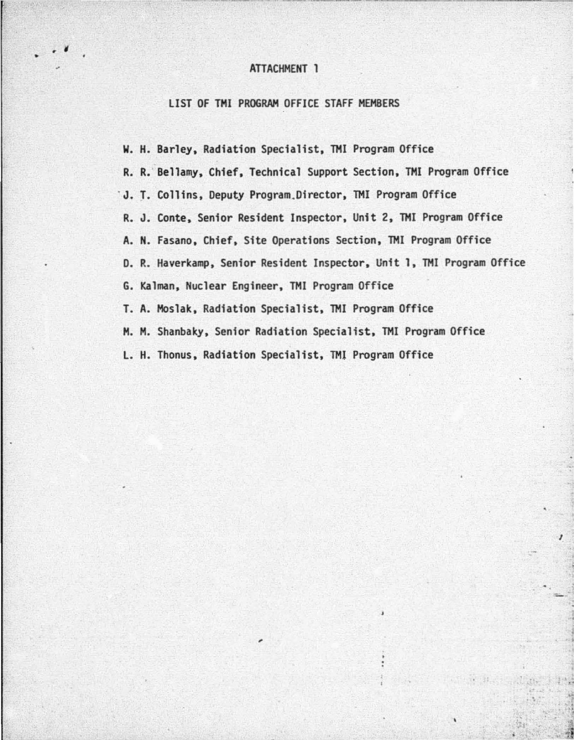# ATTACHMENT 1

## LIST OF TMI PROGRAM OFFICE STAFF MEMBERS

W. H. Barley, Radiation Specialist, TMI Program Office

R. R. Bellamy, Chief, Technical Support Section, TMI Program Office

J. T. Collins, Deputy Program Director, TMI Program Office

R. J. Conte, Senior Resident Inspector, Unit 2, TMI Program Office

A. N. Fasano, Chief, Site Operations Section, TMI Program Office

D. R. Haverkamp, Senior Resident Inspector, Unit 1, TMI Program Office

G. Kalman, Nuclear Engineer, TMI Program Office

T. A. Moslak, Radiation Specialist, TMI Program Office

M. M. Shanbaky, Senior Radiation Specialist, TMI Program Office

L. H. Thonus, Radiation Specialist, TMI Program Office